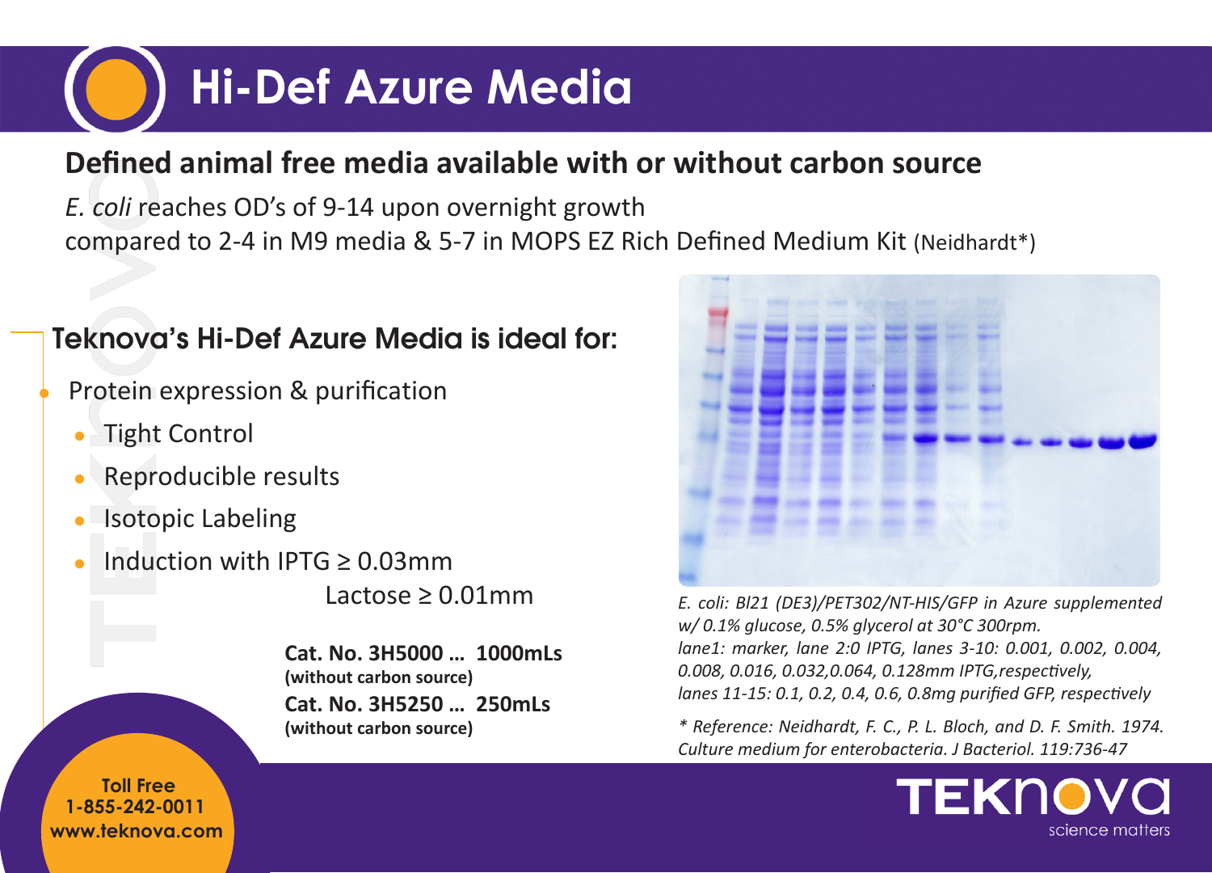# Hi-Def Azure Media

## Defined animal free media available with or without carbon source

*E. coli* reaches OD's of 9-14 upon overnight growth
compared to 2-4 in M9 media & 5-7 in MOPS EZ Rich Defined Medium Kit (Neidhardt*)

### Teknova's Hi-Def Azure Media is ideal for:

- Protein expression & purification
  - Tight Control
  - Reproducible results
  - Isotopic Labeling
  - Induction with IPTG ≥ 0.03mm
    Lactose ≥ 0.01mm

**Cat. No. 3H5000 … 1000mLs**
**(without carbon source)**
**Cat. No. 3H5250 … 250mLs**
**(without carbon source)**

*E. coli: Bl21 (DE3)/PET302/NT-HIS/GFP in Azure supplemented w/ 0.1% glucose, 0.5% glycerol at 30°C 300rpm.*
*lane1: marker, lane 2:0 IPTG, lanes 3-10: 0.001, 0.002, 0.004, 0.008, 0.016, 0.032,0.064, 0.128mm IPTG,respectively,*
*lanes 11-15: 0.1, 0.2, 0.4, 0.6, 0.8mg purified GFP, respectively*

*\* Reference: Neidhardt, F. C., P. L. Bloch, and D. F. Smith. 1974. Culture medium for enterobacteria. J Bacteriol. 119:736-47*

**Toll Free**
**1-855-242-0011**
**www.teknova.com**

TEKNOVA
science matters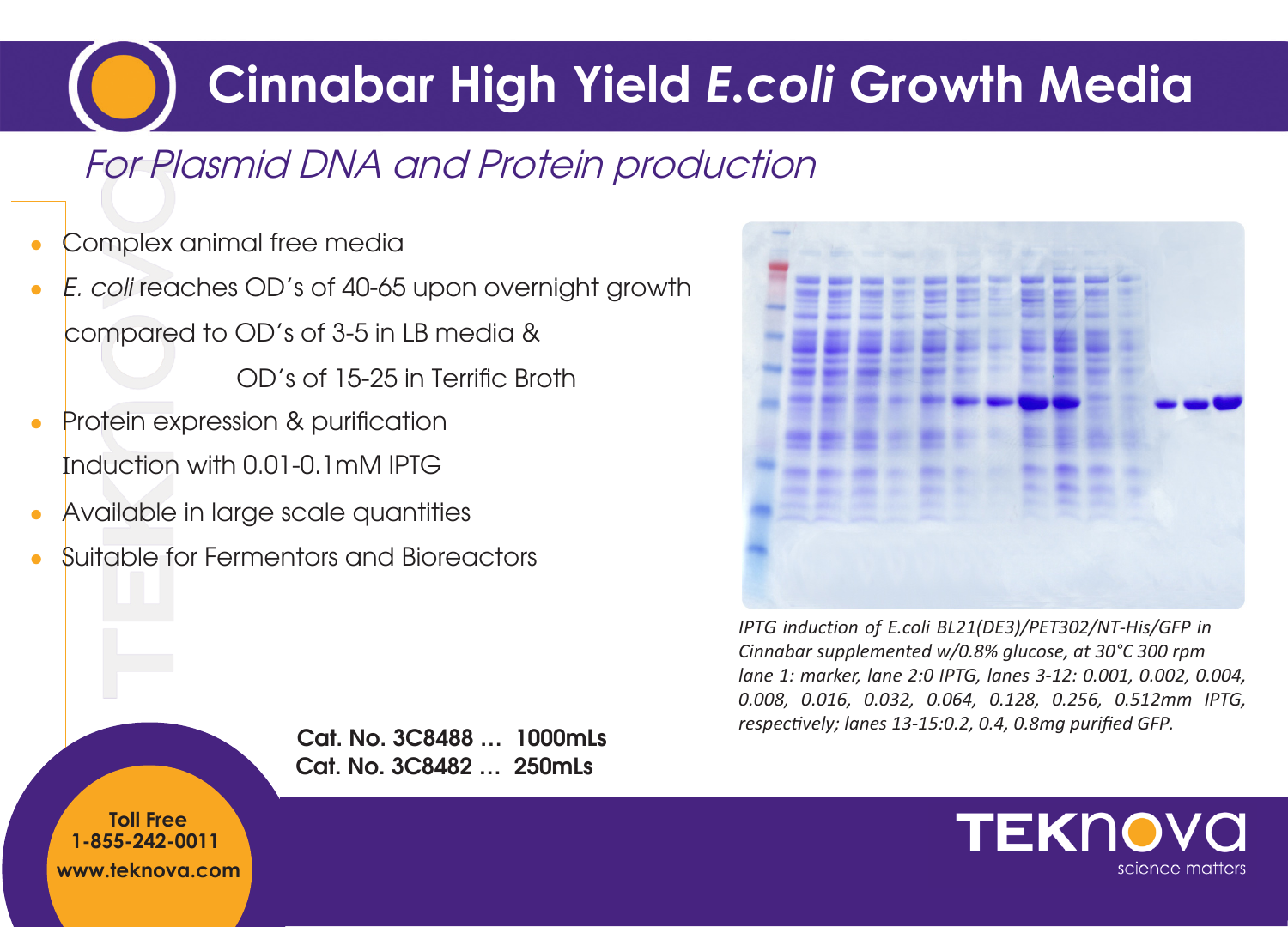# Cinnabar High Yield *E.coli* Growth Media

*For Plasmid DNA and Protein production*

- Complex animal free media
- *E. coli* reaches OD's of 40-65 upon overnight growth compared to OD's of 3-5 in LB media & OD's of 15-25 in Terrific Broth
- Protein expression & purification
  Induction with 0.01-0.1mM IPTG
- Available in large scale quantities
- Suitable for Fermentors and Bioreactors

*IPTG induction of E.coli BL21(DE3)/PET302/NT-His/GFP in Cinnabar supplemented w/0.8% glucose, at 30°C 300 rpm lane 1: marker, lane 2:0 IPTG, lanes 3-12: 0.001, 0.002, 0.004, 0.008, 0.016, 0.032, 0.064, 0.128, 0.256, 0.512mm IPTG, respectively; lanes 13-15:0.2, 0.4, 0.8mg purified GFP.*

**Cat. No. 3C8488 … 1000mLs**
**Cat. No. 3C8482 … 250mLs**

**Toll Free**
**1-855-242-0011**
**www.teknova.com**

TEKnova
science matters